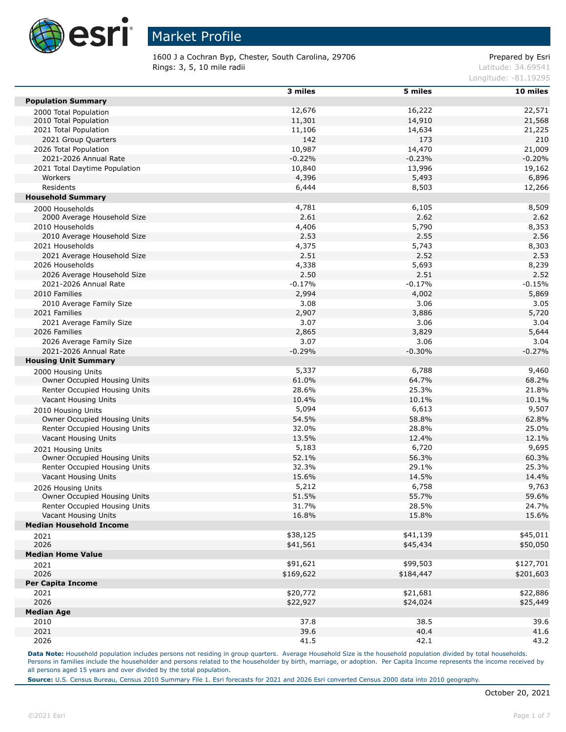# Market Profile

1600 J a Cochran Byp, Chester, South Carolina, 29706
Rings: 3, 5, 10 mile radii

Prepared by Esri
Latitude: 34.69541
Longitude: -81.19295

| | 3 miles | 5 miles | 10 miles |
|---|---|---|---|
| **Population Summary** | | | |
| 2000 Total Population | 12,676 | 16,222 | 22,571 |
| 2010 Total Population | 11,301 | 14,910 | 21,568 |
| 2021 Total Population | 11,106 | 14,634 | 21,225 |
| 2021 Group Quarters | 142 | 173 | 210 |
| 2026 Total Population | 10,987 | 14,470 | 21,009 |
| 2021-2026 Annual Rate | -0.22% | -0.23% | -0.20% |
| 2021 Total Daytime Population | 10,840 | 13,996 | 19,162 |
| Workers | 4,396 | 5,493 | 6,896 |
| Residents | 6,444 | 8,503 | 12,266 |
| **Household Summary** | | | |
| 2000 Households | 4,781 | 6,105 | 8,509 |
| 2000 Average Household Size | 2.61 | 2.62 | 2.62 |
| 2010 Households | 4,406 | 5,790 | 8,353 |
| 2010 Average Household Size | 2.53 | 2.55 | 2.56 |
| 2021 Households | 4,375 | 5,743 | 8,303 |
| 2021 Average Household Size | 2.51 | 2.52 | 2.53 |
| 2026 Households | 4,338 | 5,693 | 8,239 |
| 2026 Average Household Size | 2.50 | 2.51 | 2.52 |
| 2021-2026 Annual Rate | -0.17% | -0.17% | -0.15% |
| 2010 Families | 2,994 | 4,002 | 5,869 |
| 2010 Average Family Size | 3.08 | 3.06 | 3.05 |
| 2021 Families | 2,907 | 3,886 | 5,720 |
| 2021 Average Family Size | 3.07 | 3.06 | 3.04 |
| 2026 Families | 2,865 | 3,829 | 5,644 |
| 2026 Average Family Size | 3.07 | 3.06 | 3.04 |
| 2021-2026 Annual Rate | -0.29% | -0.30% | -0.27% |
| **Housing Unit Summary** | | | |
| 2000 Housing Units | 5,337 | 6,788 | 9,460 |
| Owner Occupied Housing Units | 61.0% | 64.7% | 68.2% |
| Renter Occupied Housing Units | 28.6% | 25.3% | 21.8% |
| Vacant Housing Units | 10.4% | 10.1% | 10.1% |
| 2010 Housing Units | 5,094 | 6,613 | 9,507 |
| Owner Occupied Housing Units | 54.5% | 58.8% | 62.8% |
| Renter Occupied Housing Units | 32.0% | 28.8% | 25.0% |
| Vacant Housing Units | 13.5% | 12.4% | 12.1% |
| 2021 Housing Units | 5,183 | 6,720 | 9,695 |
| Owner Occupied Housing Units | 52.1% | 56.3% | 60.3% |
| Renter Occupied Housing Units | 32.3% | 29.1% | 25.3% |
| Vacant Housing Units | 15.6% | 14.5% | 14.4% |
| 2026 Housing Units | 5,212 | 6,758 | 9,763 |
| Owner Occupied Housing Units | 51.5% | 55.7% | 59.6% |
| Renter Occupied Housing Units | 31.7% | 28.5% | 24.7% |
| Vacant Housing Units | 16.8% | 15.8% | 15.6% |
| **Median Household Income** | | | |
| 2021 | $38,125 | $41,139 | $45,011 |
| 2026 | $41,561 | $45,434 | $50,050 |
| **Median Home Value** | | | |
| 2021 | $91,621 | $99,503 | $127,701 |
| 2026 | $169,622 | $184,447 | $201,603 |
| **Per Capita Income** | | | |
| 2021 | $20,772 | $21,681 | $22,886 |
| 2026 | $22,927 | $24,024 | $25,449 |
| **Median Age** | | | |
| 2010 | 37.8 | 38.5 | 39.6 |
| 2021 | 39.6 | 40.4 | 41.6 |
| 2026 | 41.5 | 42.1 | 43.2 |

**Data Note:** Household population includes persons not residing in group quarters. Average Household Size is the household population divided by total households. Persons in families include the householder and persons related to the householder by birth, marriage, or adoption. Per Capita Income represents the income received by all persons aged 15 years and over divided by the total population.

**Source:** U.S. Census Bureau, Census 2010 Summary File 1. Esri forecasts for 2021 and 2026 Esri converted Census 2000 data into 2010 geography.

October 20, 2021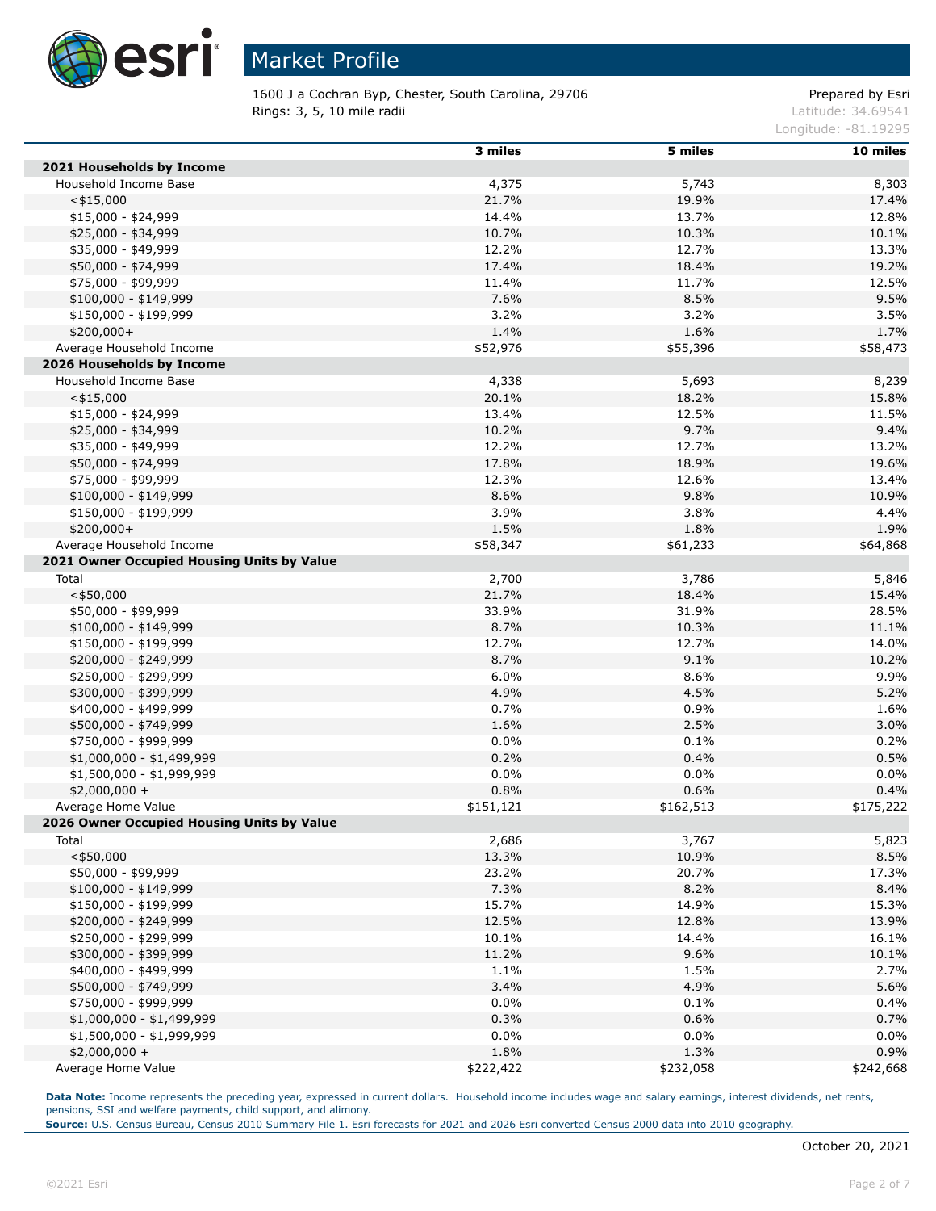# Market Profile

1600 J a Cochran Byp, Chester, South Carolina, 29706
Rings: 3, 5, 10 mile radii

Prepared by Esri
Latitude: 34.69541
Longitude: -81.19295

| | 3 miles | 5 miles | 10 miles |
|---|---|---|---|
| **2021 Households by Income** | | | |
| Household Income Base | 4,375 | 5,743 | 8,303 |
| <$15,000 | 21.7% | 19.9% | 17.4% |
| $15,000 - $24,999 | 14.4% | 13.7% | 12.8% |
| $25,000 - $34,999 | 10.7% | 10.3% | 10.1% |
| $35,000 - $49,999 | 12.2% | 12.7% | 13.3% |
| $50,000 - $74,999 | 17.4% | 18.4% | 19.2% |
| $75,000 - $99,999 | 11.4% | 11.7% | 12.5% |
| $100,000 - $149,999 | 7.6% | 8.5% | 9.5% |
| $150,000 - $199,999 | 3.2% | 3.2% | 3.5% |
| $200,000+ | 1.4% | 1.6% | 1.7% |
| Average Household Income | $52,976 | $55,396 | $58,473 |
| **2026 Households by Income** | | | |
| Household Income Base | 4,338 | 5,693 | 8,239 |
| <$15,000 | 20.1% | 18.2% | 15.8% |
| $15,000 - $24,999 | 13.4% | 12.5% | 11.5% |
| $25,000 - $34,999 | 10.2% | 9.7% | 9.4% |
| $35,000 - $49,999 | 12.2% | 12.7% | 13.2% |
| $50,000 - $74,999 | 17.8% | 18.9% | 19.6% |
| $75,000 - $99,999 | 12.3% | 12.6% | 13.4% |
| $100,000 - $149,999 | 8.6% | 9.8% | 10.9% |
| $150,000 - $199,999 | 3.9% | 3.8% | 4.4% |
| $200,000+ | 1.5% | 1.8% | 1.9% |
| Average Household Income | $58,347 | $61,233 | $64,868 |
| **2021 Owner Occupied Housing Units by Value** | | | |
| Total | 2,700 | 3,786 | 5,846 |
| <$50,000 | 21.7% | 18.4% | 15.4% |
| $50,000 - $99,999 | 33.9% | 31.9% | 28.5% |
| $100,000 - $149,999 | 8.7% | 10.3% | 11.1% |
| $150,000 - $199,999 | 12.7% | 12.7% | 14.0% |
| $200,000 - $249,999 | 8.7% | 9.1% | 10.2% |
| $250,000 - $299,999 | 6.0% | 8.6% | 9.9% |
| $300,000 - $399,999 | 4.9% | 4.5% | 5.2% |
| $400,000 - $499,999 | 0.7% | 0.9% | 1.6% |
| $500,000 - $749,999 | 1.6% | 2.5% | 3.0% |
| $750,000 - $999,999 | 0.0% | 0.1% | 0.2% |
| $1,000,000 - $1,499,999 | 0.2% | 0.4% | 0.5% |
| $1,500,000 - $1,999,999 | 0.0% | 0.0% | 0.0% |
| $2,000,000 + | 0.8% | 0.6% | 0.4% |
| Average Home Value | $151,121 | $162,513 | $175,222 |
| **2026 Owner Occupied Housing Units by Value** | | | |
| Total | 2,686 | 3,767 | 5,823 |
| <$50,000 | 13.3% | 10.9% | 8.5% |
| $50,000 - $99,999 | 23.2% | 20.7% | 17.3% |
| $100,000 - $149,999 | 7.3% | 8.2% | 8.4% |
| $150,000 - $199,999 | 15.7% | 14.9% | 15.3% |
| $200,000 - $249,999 | 12.5% | 12.8% | 13.9% |
| $250,000 - $299,999 | 10.1% | 14.4% | 16.1% |
| $300,000 - $399,999 | 11.2% | 9.6% | 10.1% |
| $400,000 - $499,999 | 1.1% | 1.5% | 2.7% |
| $500,000 - $749,999 | 3.4% | 4.9% | 5.6% |
| $750,000 - $999,999 | 0.0% | 0.1% | 0.4% |
| $1,000,000 - $1,499,999 | 0.3% | 0.6% | 0.7% |
| $1,500,000 - $1,999,999 | 0.0% | 0.0% | 0.0% |
| $2,000,000 + | 1.8% | 1.3% | 0.9% |
| Average Home Value | $222,422 | $232,058 | $242,668 |

**Data Note:** Income represents the preceding year, expressed in current dollars. Household income includes wage and salary earnings, interest dividends, net rents, pensions, SSI and welfare payments, child support, and alimony.
**Source:** U.S. Census Bureau, Census 2010 Summary File 1. Esri forecasts for 2021 and 2026 Esri converted Census 2000 data into 2010 geography.

October 20, 2021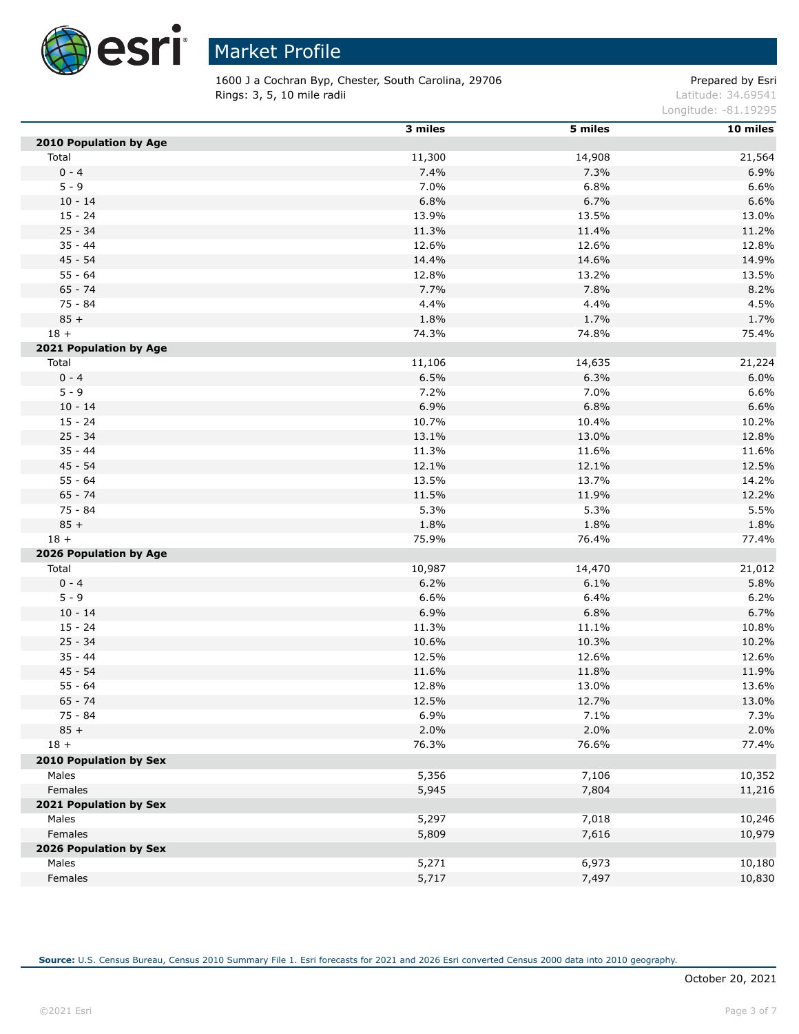# Market Profile

1600 J a Cochran Byp, Chester, South Carolina, 29706
Rings: 3, 5, 10 mile radii

Prepared by Esri
Latitude: 34.69541
Longitude: -81.19295

| | 3 miles | 5 miles | 10 miles |
|---|---|---|---|
| **2010 Population by Age** | | | |
| Total | 11,300 | 14,908 | 21,564 |
| 0 - 4 | 7.4% | 7.3% | 6.9% |
| 5 - 9 | 7.0% | 6.8% | 6.6% |
| 10 - 14 | 6.8% | 6.7% | 6.6% |
| 15 - 24 | 13.9% | 13.5% | 13.0% |
| 25 - 34 | 11.3% | 11.4% | 11.2% |
| 35 - 44 | 12.6% | 12.6% | 12.8% |
| 45 - 54 | 14.4% | 14.6% | 14.9% |
| 55 - 64 | 12.8% | 13.2% | 13.5% |
| 65 - 74 | 7.7% | 7.8% | 8.2% |
| 75 - 84 | 4.4% | 4.4% | 4.5% |
| 85 + | 1.8% | 1.7% | 1.7% |
| 18 + | 74.3% | 74.8% | 75.4% |
| **2021 Population by Age** | | | |
| Total | 11,106 | 14,635 | 21,224 |
| 0 - 4 | 6.5% | 6.3% | 6.0% |
| 5 - 9 | 7.2% | 7.0% | 6.6% |
| 10 - 14 | 6.9% | 6.8% | 6.6% |
| 15 - 24 | 10.7% | 10.4% | 10.2% |
| 25 - 34 | 13.1% | 13.0% | 12.8% |
| 35 - 44 | 11.3% | 11.6% | 11.6% |
| 45 - 54 | 12.1% | 12.1% | 12.5% |
| 55 - 64 | 13.5% | 13.7% | 14.2% |
| 65 - 74 | 11.5% | 11.9% | 12.2% |
| 75 - 84 | 5.3% | 5.3% | 5.5% |
| 85 + | 1.8% | 1.8% | 1.8% |
| 18 + | 75.9% | 76.4% | 77.4% |
| **2026 Population by Age** | | | |
| Total | 10,987 | 14,470 | 21,012 |
| 0 - 4 | 6.2% | 6.1% | 5.8% |
| 5 - 9 | 6.6% | 6.4% | 6.2% |
| 10 - 14 | 6.9% | 6.8% | 6.7% |
| 15 - 24 | 11.3% | 11.1% | 10.8% |
| 25 - 34 | 10.6% | 10.3% | 10.2% |
| 35 - 44 | 12.5% | 12.6% | 12.6% |
| 45 - 54 | 11.6% | 11.8% | 11.9% |
| 55 - 64 | 12.8% | 13.0% | 13.6% |
| 65 - 74 | 12.5% | 12.7% | 13.0% |
| 75 - 84 | 6.9% | 7.1% | 7.3% |
| 85 + | 2.0% | 2.0% | 2.0% |
| 18 + | 76.3% | 76.6% | 77.4% |
| **2010 Population by Sex** | | | |
| Males | 5,356 | 7,106 | 10,352 |
| Females | 5,945 | 7,804 | 11,216 |
| **2021 Population by Sex** | | | |
| Males | 5,297 | 7,018 | 10,246 |
| Females | 5,809 | 7,616 | 10,979 |
| **2026 Population by Sex** | | | |
| Males | 5,271 | 6,973 | 10,180 |
| Females | 5,717 | 7,497 | 10,830 |

**Source:** U.S. Census Bureau, Census 2010 Summary File 1. Esri forecasts for 2021 and 2026 Esri converted Census 2000 data into 2010 geography.

October 20, 2021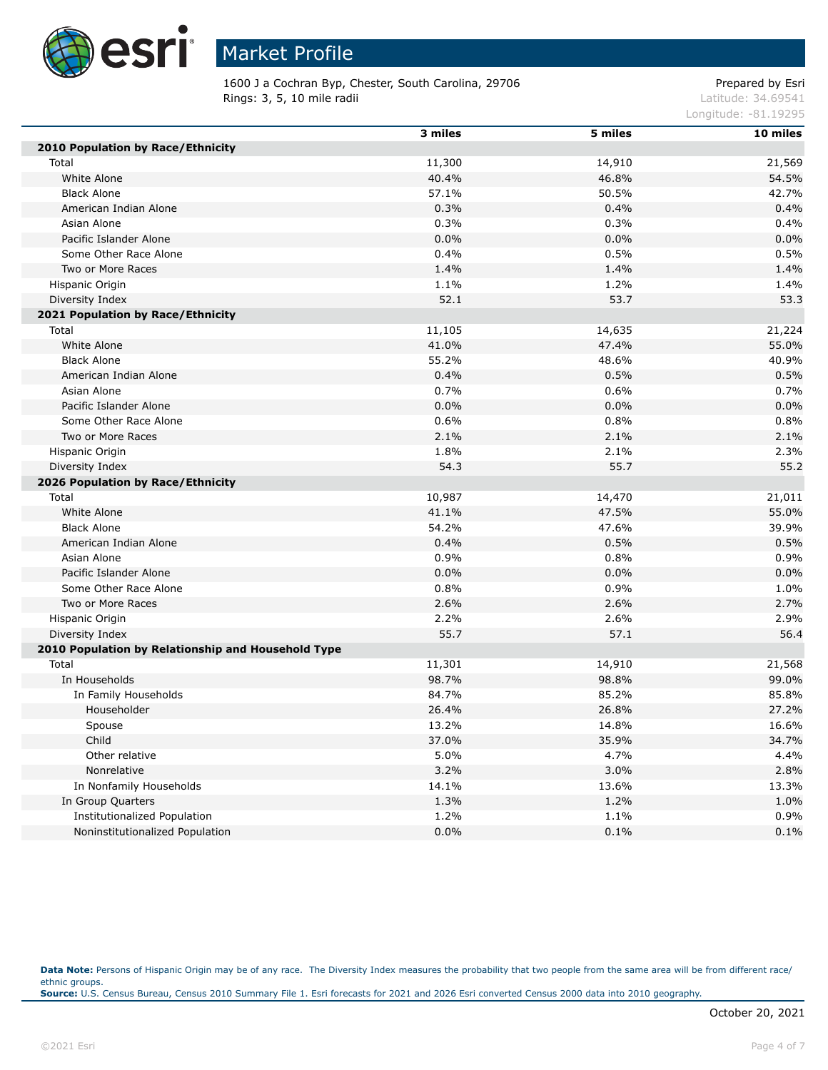# Market Profile

1600 J a Cochran Byp, Chester, South Carolina, 29706
Rings: 3, 5, 10 mile radii

Prepared by Esri
Latitude: 34.69541
Longitude: -81.19295

| | 3 miles | 5 miles | 10 miles |
|---|---|---|---|
| **2010 Population by Race/Ethnicity** | | | |
| Total | 11,300 | 14,910 | 21,569 |
| White Alone | 40.4% | 46.8% | 54.5% |
| Black Alone | 57.1% | 50.5% | 42.7% |
| American Indian Alone | 0.3% | 0.4% | 0.4% |
| Asian Alone | 0.3% | 0.3% | 0.4% |
| Pacific Islander Alone | 0.0% | 0.0% | 0.0% |
| Some Other Race Alone | 0.4% | 0.5% | 0.5% |
| Two or More Races | 1.4% | 1.4% | 1.4% |
| Hispanic Origin | 1.1% | 1.2% | 1.4% |
| Diversity Index | 52.1 | 53.7 | 53.3 |
| **2021 Population by Race/Ethnicity** | | | |
| Total | 11,105 | 14,635 | 21,224 |
| White Alone | 41.0% | 47.4% | 55.0% |
| Black Alone | 55.2% | 48.6% | 40.9% |
| American Indian Alone | 0.4% | 0.5% | 0.5% |
| Asian Alone | 0.7% | 0.6% | 0.7% |
| Pacific Islander Alone | 0.0% | 0.0% | 0.0% |
| Some Other Race Alone | 0.6% | 0.8% | 0.8% |
| Two or More Races | 2.1% | 2.1% | 2.1% |
| Hispanic Origin | 1.8% | 2.1% | 2.3% |
| Diversity Index | 54.3 | 55.7 | 55.2 |
| **2026 Population by Race/Ethnicity** | | | |
| Total | 10,987 | 14,470 | 21,011 |
| White Alone | 41.1% | 47.5% | 55.0% |
| Black Alone | 54.2% | 47.6% | 39.9% |
| American Indian Alone | 0.4% | 0.5% | 0.5% |
| Asian Alone | 0.9% | 0.8% | 0.9% |
| Pacific Islander Alone | 0.0% | 0.0% | 0.0% |
| Some Other Race Alone | 0.8% | 0.9% | 1.0% |
| Two or More Races | 2.6% | 2.6% | 2.7% |
| Hispanic Origin | 2.2% | 2.6% | 2.9% |
| Diversity Index | 55.7 | 57.1 | 56.4 |
| **2010 Population by Relationship and Household Type** | | | |
| Total | 11,301 | 14,910 | 21,568 |
| In Households | 98.7% | 98.8% | 99.0% |
| In Family Households | 84.7% | 85.2% | 85.8% |
| Householder | 26.4% | 26.8% | 27.2% |
| Spouse | 13.2% | 14.8% | 16.6% |
| Child | 37.0% | 35.9% | 34.7% |
| Other relative | 5.0% | 4.7% | 4.4% |
| Nonrelative | 3.2% | 3.0% | 2.8% |
| In Nonfamily Households | 14.1% | 13.6% | 13.3% |
| In Group Quarters | 1.3% | 1.2% | 1.0% |
| Institutionalized Population | 1.2% | 1.1% | 0.9% |
| Noninstitutionalized Population | 0.0% | 0.1% | 0.1% |

**Data Note:** Persons of Hispanic Origin may be of any race. The Diversity Index measures the probability that two people from the same area will be from different race/ethnic groups.
**Source:** U.S. Census Bureau, Census 2010 Summary File 1. Esri forecasts for 2021 and 2026 Esri converted Census 2000 data into 2010 geography.

October 20, 2021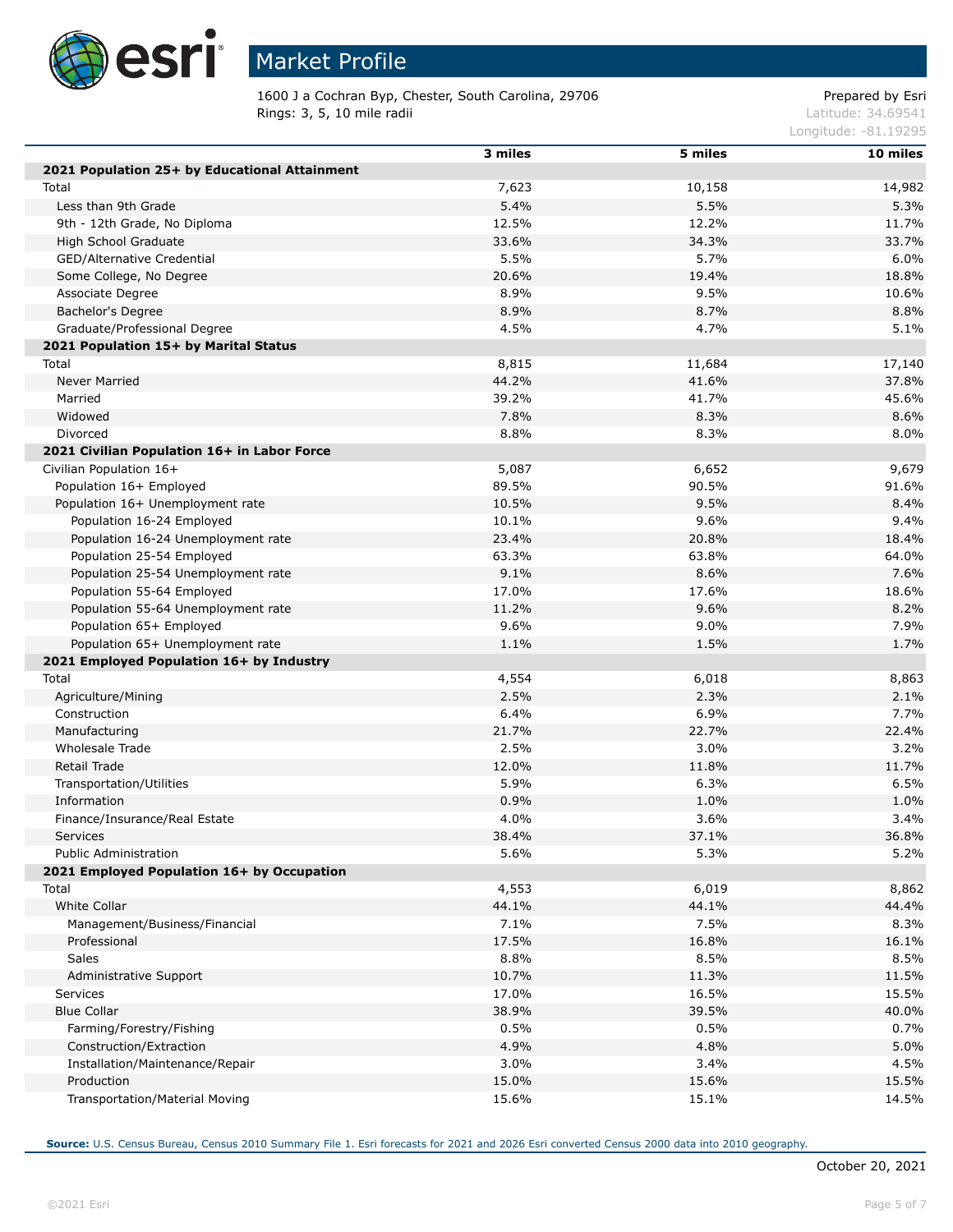# Market Profile

1600 J a Cochran Byp, Chester, South Carolina, 29706
Rings: 3, 5, 10 mile radii

Prepared by Esri
Latitude: 34.69541
Longitude: -81.19295

| | 3 miles | 5 miles | 10 miles |
|---|---|---|---|
| **2021 Population 25+ by Educational Attainment** | | | |
| Total | 7,623 | 10,158 | 14,982 |
| Less than 9th Grade | 5.4% | 5.5% | 5.3% |
| 9th - 12th Grade, No Diploma | 12.5% | 12.2% | 11.7% |
| High School Graduate | 33.6% | 34.3% | 33.7% |
| GED/Alternative Credential | 5.5% | 5.7% | 6.0% |
| Some College, No Degree | 20.6% | 19.4% | 18.8% |
| Associate Degree | 8.9% | 9.5% | 10.6% |
| Bachelor's Degree | 8.9% | 8.7% | 8.8% |
| Graduate/Professional Degree | 4.5% | 4.7% | 5.1% |
| **2021 Population 15+ by Marital Status** | | | |
| Total | 8,815 | 11,684 | 17,140 |
| Never Married | 44.2% | 41.6% | 37.8% |
| Married | 39.2% | 41.7% | 45.6% |
| Widowed | 7.8% | 8.3% | 8.6% |
| Divorced | 8.8% | 8.3% | 8.0% |
| **2021 Civilian Population 16+ in Labor Force** | | | |
| Civilian Population 16+ | 5,087 | 6,652 | 9,679 |
| Population 16+ Employed | 89.5% | 90.5% | 91.6% |
| Population 16+ Unemployment rate | 10.5% | 9.5% | 8.4% |
| Population 16-24 Employed | 10.1% | 9.6% | 9.4% |
| Population 16-24 Unemployment rate | 23.4% | 20.8% | 18.4% |
| Population 25-54 Employed | 63.3% | 63.8% | 64.0% |
| Population 25-54 Unemployment rate | 9.1% | 8.6% | 7.6% |
| Population 55-64 Employed | 17.0% | 17.6% | 18.6% |
| Population 55-64 Unemployment rate | 11.2% | 9.6% | 8.2% |
| Population 65+ Employed | 9.6% | 9.0% | 7.9% |
| Population 65+ Unemployment rate | 1.1% | 1.5% | 1.7% |
| **2021 Employed Population 16+ by Industry** | | | |
| Total | 4,554 | 6,018 | 8,863 |
| Agriculture/Mining | 2.5% | 2.3% | 2.1% |
| Construction | 6.4% | 6.9% | 7.7% |
| Manufacturing | 21.7% | 22.7% | 22.4% |
| Wholesale Trade | 2.5% | 3.0% | 3.2% |
| Retail Trade | 12.0% | 11.8% | 11.7% |
| Transportation/Utilities | 5.9% | 6.3% | 6.5% |
| Information | 0.9% | 1.0% | 1.0% |
| Finance/Insurance/Real Estate | 4.0% | 3.6% | 3.4% |
| Services | 38.4% | 37.1% | 36.8% |
| Public Administration | 5.6% | 5.3% | 5.2% |
| **2021 Employed Population 16+ by Occupation** | | | |
| Total | 4,553 | 6,019 | 8,862 |
| White Collar | 44.1% | 44.1% | 44.4% |
| Management/Business/Financial | 7.1% | 7.5% | 8.3% |
| Professional | 17.5% | 16.8% | 16.1% |
| Sales | 8.8% | 8.5% | 8.5% |
| Administrative Support | 10.7% | 11.3% | 11.5% |
| Services | 17.0% | 16.5% | 15.5% |
| Blue Collar | 38.9% | 39.5% | 40.0% |
| Farming/Forestry/Fishing | 0.5% | 0.5% | 0.7% |
| Construction/Extraction | 4.9% | 4.8% | 5.0% |
| Installation/Maintenance/Repair | 3.0% | 3.4% | 4.5% |
| Production | 15.0% | 15.6% | 15.5% |
| Transportation/Material Moving | 15.6% | 15.1% | 14.5% |

**Source:** U.S. Census Bureau, Census 2010 Summary File 1. Esri forecasts for 2021 and 2026 Esri converted Census 2000 data into 2010 geography.

October 20, 2021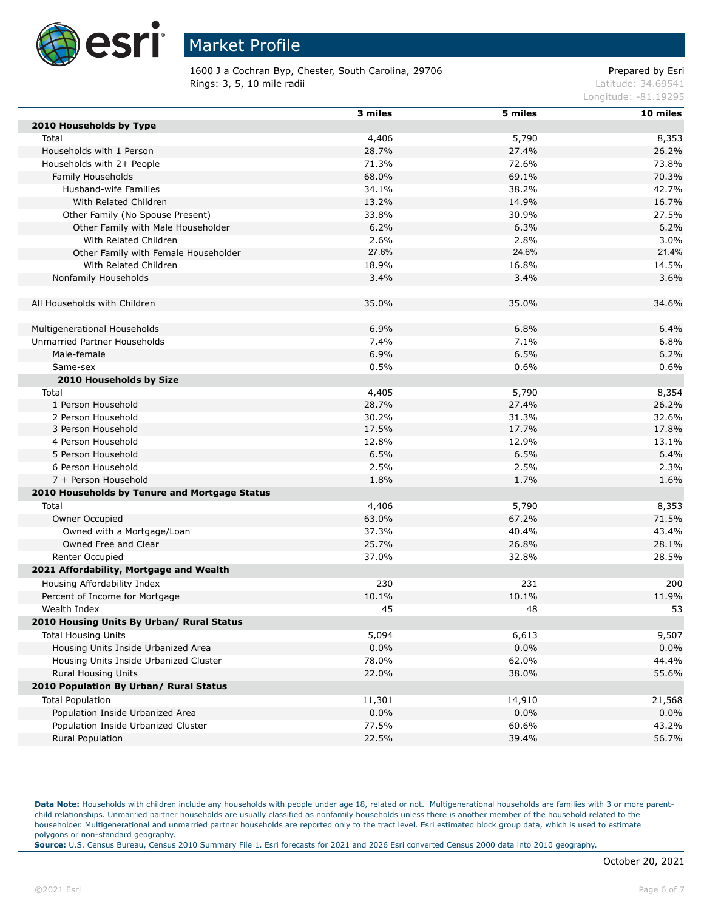# Market Profile

1600 J a Cochran Byp, Chester, South Carolina, 29706
Rings: 3, 5, 10 mile radii

Prepared by Esri
Latitude: 34.69541
Longitude: -81.19295

| | 3 miles | 5 miles | 10 miles |
|---|---|---|---|
| **2010 Households by Type** | | | |
| Total | 4,406 | 5,790 | 8,353 |
| Households with 1 Person | 28.7% | 27.4% | 26.2% |
| Households with 2+ People | 71.3% | 72.6% | 73.8% |
| Family Households | 68.0% | 69.1% | 70.3% |
| Husband-wife Families | 34.1% | 38.2% | 42.7% |
| With Related Children | 13.2% | 14.9% | 16.7% |
| Other Family (No Spouse Present) | 33.8% | 30.9% | 27.5% |
| Other Family with Male Householder | 6.2% | 6.3% | 6.2% |
| With Related Children | 2.6% | 2.8% | 3.0% |
| Other Family with Female Householder | 27.6% | 24.6% | 21.4% |
| With Related Children | 18.9% | 16.8% | 14.5% |
| Nonfamily Households | 3.4% | 3.4% | 3.6% |
| | | | |
| All Households with Children | 35.0% | 35.0% | 34.6% |
| | | | |
| Multigenerational Households | 6.9% | 6.8% | 6.4% |
| Unmarried Partner Households | 7.4% | 7.1% | 6.8% |
| Male-female | 6.9% | 6.5% | 6.2% |
| Same-sex | 0.5% | 0.6% | 0.6% |
| **2010 Households by Size** | | | |
| Total | 4,405 | 5,790 | 8,354 |
| 1 Person Household | 28.7% | 27.4% | 26.2% |
| 2 Person Household | 30.2% | 31.3% | 32.6% |
| 3 Person Household | 17.5% | 17.7% | 17.8% |
| 4 Person Household | 12.8% | 12.9% | 13.1% |
| 5 Person Household | 6.5% | 6.5% | 6.4% |
| 6 Person Household | 2.5% | 2.5% | 2.3% |
| 7 + Person Household | 1.8% | 1.7% | 1.6% |
| **2010 Households by Tenure and Mortgage Status** | | | |
| Total | 4,406 | 5,790 | 8,353 |
| Owner Occupied | 63.0% | 67.2% | 71.5% |
| Owned with a Mortgage/Loan | 37.3% | 40.4% | 43.4% |
| Owned Free and Clear | 25.7% | 26.8% | 28.1% |
| Renter Occupied | 37.0% | 32.8% | 28.5% |
| **2021 Affordability, Mortgage and Wealth** | | | |
| Housing Affordability Index | 230 | 231 | 200 |
| Percent of Income for Mortgage | 10.1% | 10.1% | 11.9% |
| Wealth Index | 45 | 48 | 53 |
| **2010 Housing Units By Urban/ Rural Status** | | | |
| Total Housing Units | 5,094 | 6,613 | 9,507 |
| Housing Units Inside Urbanized Area | 0.0% | 0.0% | 0.0% |
| Housing Units Inside Urbanized Cluster | 78.0% | 62.0% | 44.4% |
| Rural Housing Units | 22.0% | 38.0% | 55.6% |
| **2010 Population By Urban/ Rural Status** | | | |
| Total Population | 11,301 | 14,910 | 21,568 |
| Population Inside Urbanized Area | 0.0% | 0.0% | 0.0% |
| Population Inside Urbanized Cluster | 77.5% | 60.6% | 43.2% |
| Rural Population | 22.5% | 39.4% | 56.7% |

**Data Note:** Households with children include any households with people under age 18, related or not. Multigenerational households are families with 3 or more parent-child relationships. Unmarried partner households are usually classified as nonfamily households unless there is another member of the household related to the householder. Multigenerational and unmarried partner households are reported only to the tract level. Esri estimated block group data, which is used to estimate polygons or non-standard geography.
**Source:** U.S. Census Bureau, Census 2010 Summary File 1. Esri forecasts for 2021 and 2026 Esri converted Census 2000 data into 2010 geography.

October 20, 2021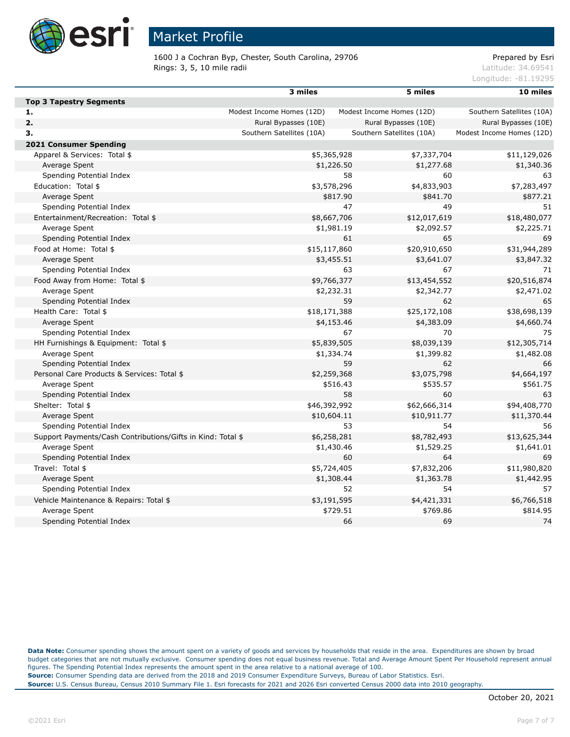# Market Profile

1600 J a Cochran Byp, Chester, South Carolina, 29706
Rings: 3, 5, 10 mile radii

Prepared by Esri
Latitude: 34.69541
Longitude: -81.19295

| | 3 miles | 5 miles | 10 miles |
|---|---|---|---|
| **Top 3 Tapestry Segments** | | | |
| **1.** | Modest Income Homes (12D) | Modest Income Homes (12D) | Southern Satellites (10A) |
| **2.** | Rural Bypasses (10E) | Rural Bypasses (10E) | Rural Bypasses (10E) |
| **3.** | Southern Satellites (10A) | Southern Satellites (10A) | Modest Income Homes (12D) |
| **2021 Consumer Spending** | | | |
| Apparel & Services: Total $ | $5,365,928 | $7,337,704 | $11,129,026 |
| Average Spent | $1,226.50 | $1,277.68 | $1,340.36 |
| Spending Potential Index | 58 | 60 | 63 |
| Education: Total $ | $3,578,296 | $4,833,903 | $7,283,497 |
| Average Spent | $817.90 | $841.70 | $877.21 |
| Spending Potential Index | 47 | 49 | 51 |
| Entertainment/Recreation: Total $ | $8,667,706 | $12,017,619 | $18,480,077 |
| Average Spent | $1,981.19 | $2,092.57 | $2,225.71 |
| Spending Potential Index | 61 | 65 | 69 |
| Food at Home: Total $ | $15,117,860 | $20,910,650 | $31,944,289 |
| Average Spent | $3,455.51 | $3,641.07 | $3,847.32 |
| Spending Potential Index | 63 | 67 | 71 |
| Food Away from Home: Total $ | $9,766,377 | $13,454,552 | $20,516,874 |
| Average Spent | $2,232.31 | $2,342.77 | $2,471.02 |
| Spending Potential Index | 59 | 62 | 65 |
| Health Care: Total $ | $18,171,388 | $25,172,108 | $38,698,139 |
| Average Spent | $4,153.46 | $4,383.09 | $4,660.74 |
| Spending Potential Index | 67 | 70 | 75 |
| HH Furnishings & Equipment: Total $ | $5,839,505 | $8,039,139 | $12,305,714 |
| Average Spent | $1,334.74 | $1,399.82 | $1,482.08 |
| Spending Potential Index | 59 | 62 | 66 |
| Personal Care Products & Services: Total $ | $2,259,368 | $3,075,798 | $4,664,197 |
| Average Spent | $516.43 | $535.57 | $561.75 |
| Spending Potential Index | 58 | 60 | 63 |
| Shelter: Total $ | $46,392,992 | $62,666,314 | $94,408,770 |
| Average Spent | $10,604.11 | $10,911.77 | $11,370.44 |
| Spending Potential Index | 53 | 54 | 56 |
| Support Payments/Cash Contributions/Gifts in Kind: Total $ | $6,258,281 | $8,782,493 | $13,625,344 |
| Average Spent | $1,430.46 | $1,529.25 | $1,641.01 |
| Spending Potential Index | 60 | 64 | 69 |
| Travel: Total $ | $5,724,405 | $7,832,206 | $11,980,820 |
| Average Spent | $1,308.44 | $1,363.78 | $1,442.95 |
| Spending Potential Index | 52 | 54 | 57 |
| Vehicle Maintenance & Repairs: Total $ | $3,191,595 | $4,421,331 | $6,766,518 |
| Average Spent | $729.51 | $769.86 | $814.95 |
| Spending Potential Index | 66 | 69 | 74 |

**Data Note:** Consumer spending shows the amount spent on a variety of goods and services by households that reside in the area. Expenditures are shown by broad budget categories that are not mutually exclusive. Consumer spending does not equal business revenue. Total and Average Amount Spent Per Household represent annual figures. The Spending Potential Index represents the amount spent in the area relative to a national average of 100.
**Source:** Consumer Spending data are derived from the 2018 and 2019 Consumer Expenditure Surveys, Bureau of Labor Statistics. Esri.
**Source:** U.S. Census Bureau, Census 2010 Summary File 1. Esri forecasts for 2021 and 2026 Esri converted Census 2000 data into 2010 geography.

October 20, 2021